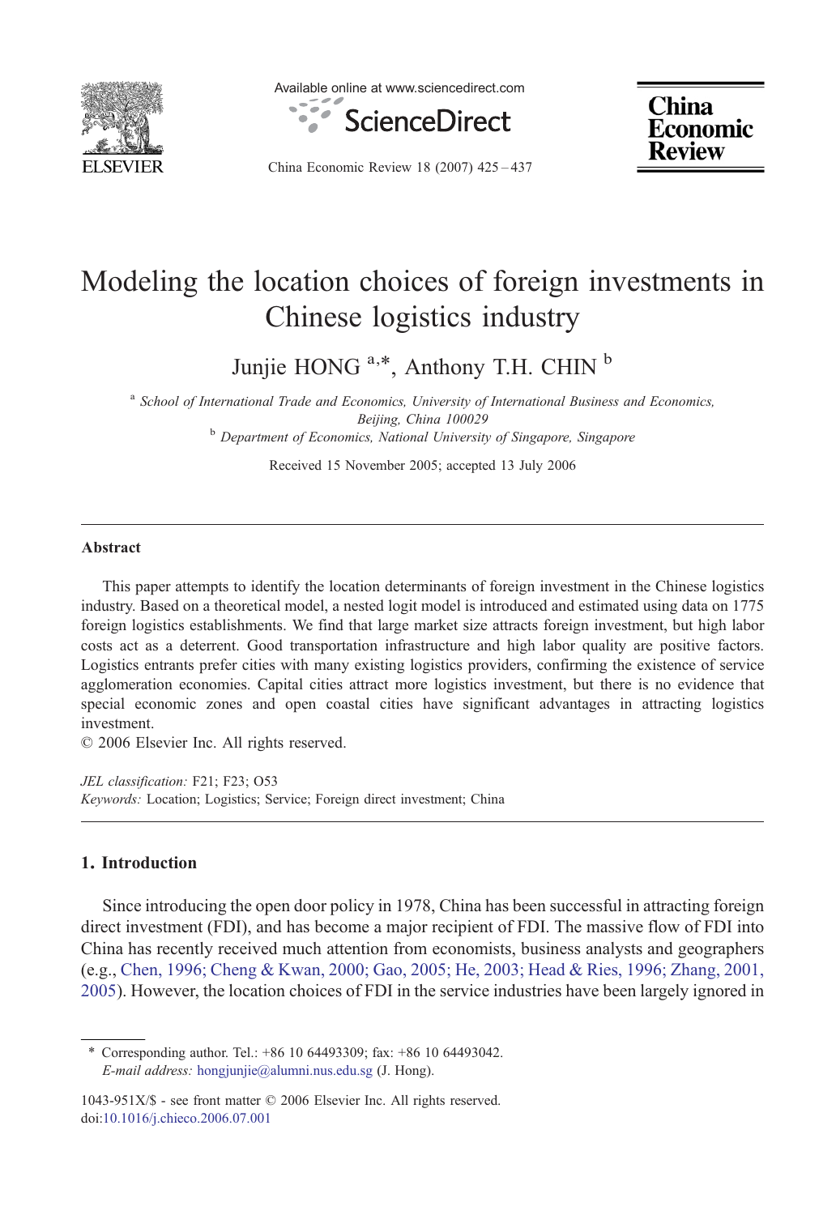# Modeling the location choices of foreign investments in Chinese logistics industry

Junjie HONG [a,*], Anthony T.H. CHIN [b]

[a] *School of International Trade and Economics, University of International Business and Economics, Beijing, China 100029*

[b] *Department of Economics, National University of Singapore, Singapore*

Received 15 November 2005; accepted 13 July 2006

---

## Abstract

This paper attempts to identify the location determinants of foreign investment in the Chinese logistics industry. Based on a theoretical model, a nested logit model is introduced and estimated using data on 1775 foreign logistics establishments. We find that large market size attracts foreign investment, but high labor costs act as a deterrent. Good transportation infrastructure and high labor quality are positive factors. Logistics entrants prefer cities with many existing logistics providers, confirming the existence of service agglomeration economies. Capital cities attract more logistics investment, but there is no evidence that special economic zones and open coastal cities have significant advantages in attracting logistics investment.

© 2006 Elsevier Inc. All rights reserved.

*JEL classification:* F21; F23; O53

*Keywords:* Location; Logistics; Service; Foreign direct investment; China

---

## 1. Introduction

Since introducing the open door policy in 1978, China has been successful in attracting foreign direct investment (FDI), and has become a major recipient of FDI. The massive flow of FDI into China has recently received much attention from economists, business analysts and geographers (e.g., Chen, 1996; Cheng & Kwan, 2000; Gao, 2005; He, 2003; Head & Ries, 1996; Zhang, 2001, 2005). However, the location choices of FDI in the service industries have been largely ignored in

---

* Corresponding author. Tel.: +86 10 64493309; fax: +86 10 64493042.
*E-mail address:* hongjunjie@alumni.nus.edu.sg (J. Hong).

1043-951X/$ - see front matter © 2006 Elsevier Inc. All rights reserved.
doi:10.1016/j.chieco.2006.07.001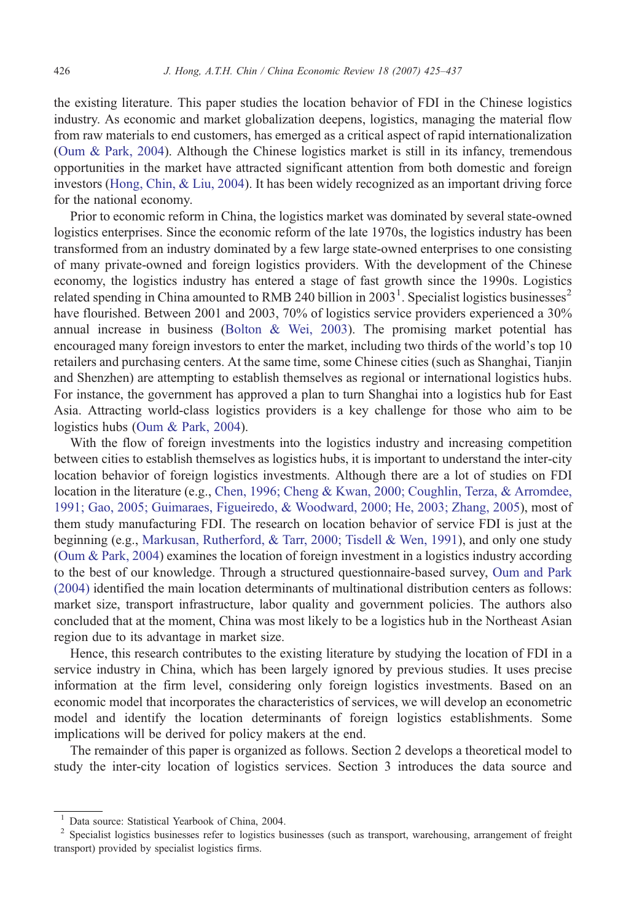the existing literature. This paper studies the location behavior of FDI in the Chinese logistics industry. As economic and market globalization deepens, logistics, managing the material flow from raw materials to end customers, has emerged as a critical aspect of rapid internationalization (Oum & Park, 2004). Although the Chinese logistics market is still in its infancy, tremendous opportunities in the market have attracted significant attention from both domestic and foreign investors (Hong, Chin, & Liu, 2004). It has been widely recognized as an important driving force for the national economy.

Prior to economic reform in China, the logistics market was dominated by several state-owned logistics enterprises. Since the economic reform of the late 1970s, the logistics industry has been transformed from an industry dominated by a few large state-owned enterprises to one consisting of many private-owned and foreign logistics providers. With the development of the Chinese economy, the logistics industry has entered a stage of fast growth since the 1990s. Logistics related spending in China amounted to RMB 240 billion in 2003[1]. Specialist logistics businesses[2] have flourished. Between 2001 and 2003, 70% of logistics service providers experienced a 30% annual increase in business (Bolton & Wei, 2003). The promising market potential has encouraged many foreign investors to enter the market, including two thirds of the world's top 10 retailers and purchasing centers. At the same time, some Chinese cities (such as Shanghai, Tianjin and Shenzhen) are attempting to establish themselves as regional or international logistics hubs. For instance, the government has approved a plan to turn Shanghai into a logistics hub for East Asia. Attracting world-class logistics providers is a key challenge for those who aim to be logistics hubs (Oum & Park, 2004).

With the flow of foreign investments into the logistics industry and increasing competition between cities to establish themselves as logistics hubs, it is important to understand the inter-city location behavior of foreign logistics investments. Although there are a lot of studies on FDI location in the literature (e.g., Chen, 1996; Cheng & Kwan, 2000; Coughlin, Terza, & Arromdee, 1991; Gao, 2005; Guimaraes, Figueiredo, & Woodward, 2000; He, 2003; Zhang, 2005), most of them study manufacturing FDI. The research on location behavior of service FDI is just at the beginning (e.g., Markusan, Rutherford, & Tarr, 2000; Tisdell & Wen, 1991), and only one study (Oum & Park, 2004) examines the location of foreign investment in a logistics industry according to the best of our knowledge. Through a structured questionnaire-based survey, Oum and Park (2004) identified the main location determinants of multinational distribution centers as follows: market size, transport infrastructure, labor quality and government policies. The authors also concluded that at the moment, China was most likely to be a logistics hub in the Northeast Asian region due to its advantage in market size.

Hence, this research contributes to the existing literature by studying the location of FDI in a service industry in China, which has been largely ignored by previous studies. It uses precise information at the firm level, considering only foreign logistics investments. Based on an economic model that incorporates the characteristics of services, we will develop an econometric model and identify the location determinants of foreign logistics establishments. Some implications will be derived for policy makers at the end.

The remainder of this paper is organized as follows. Section 2 develops a theoretical model to study the inter-city location of logistics services. Section 3 introduces the data source and

[1] Data source: Statistical Yearbook of China, 2004.

[2] Specialist logistics businesses refer to logistics businesses (such as transport, warehousing, arrangement of freight transport) provided by specialist logistics firms.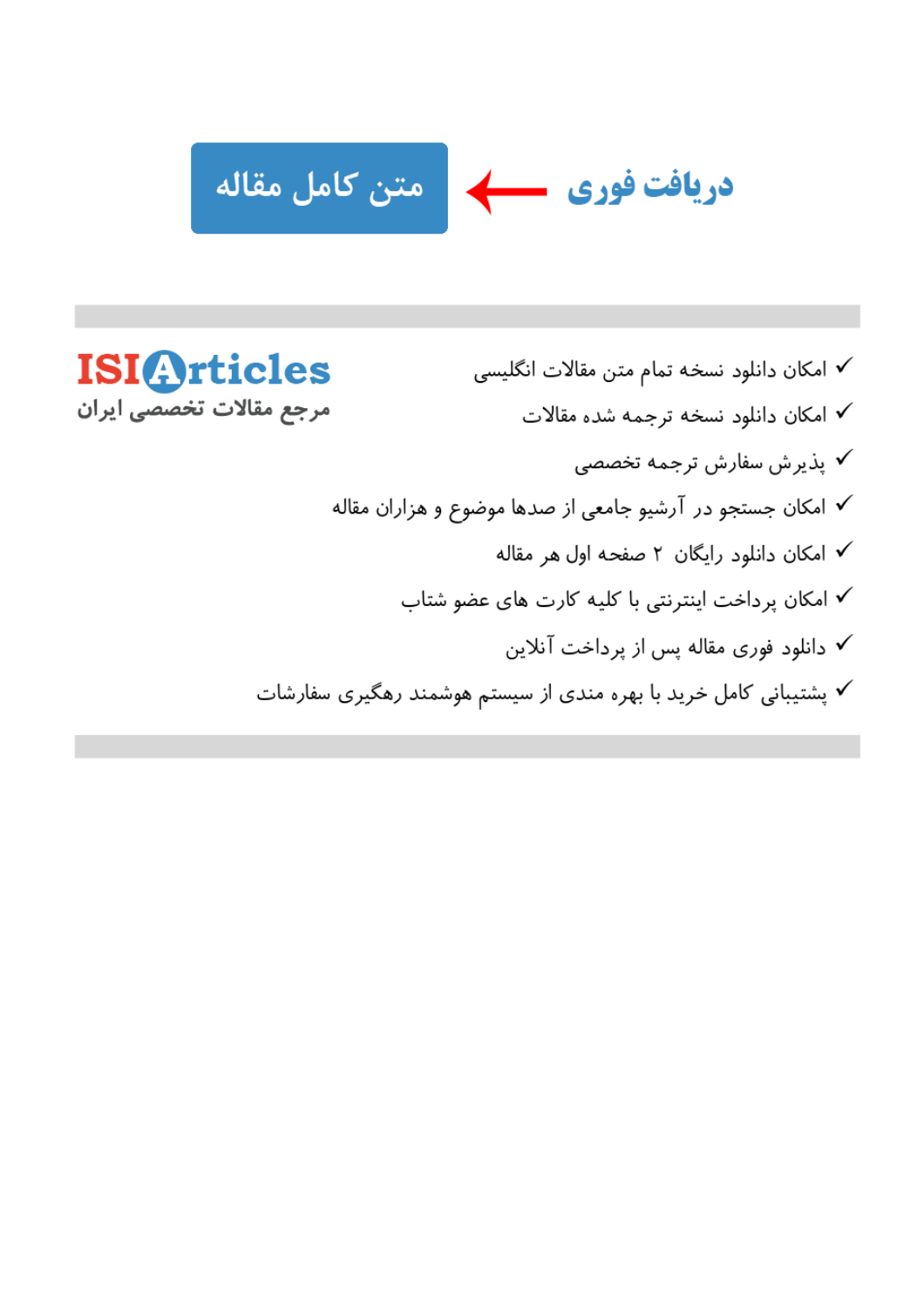دریافت فوری ← متن کامل مقاله

**ISIArticles**
مرجع مقالات تخصصی ایران

- ✓ امکان دانلود نسخه تمام متن مقالات انگلیسی
- ✓ امکان دانلود نسخه ترجمه شده مقالات
- ✓ پذیرش سفارش ترجمه تخصصی
- ✓ امکان جستجو در آرشیو جامعی از صدها موضوع و هزاران مقاله
- ✓ امکان دانلود رایگان ۲ صفحه اول هر مقاله
- ✓ امکان پرداخت اینترنتی با کلیه کارت های عضو شتاب
- ✓ دانلود فوری مقاله پس از پرداخت آنلاین
- ✓ پشتیبانی کامل خرید با بهره مندی از سیستم هوشمند رهگیری سفارشات